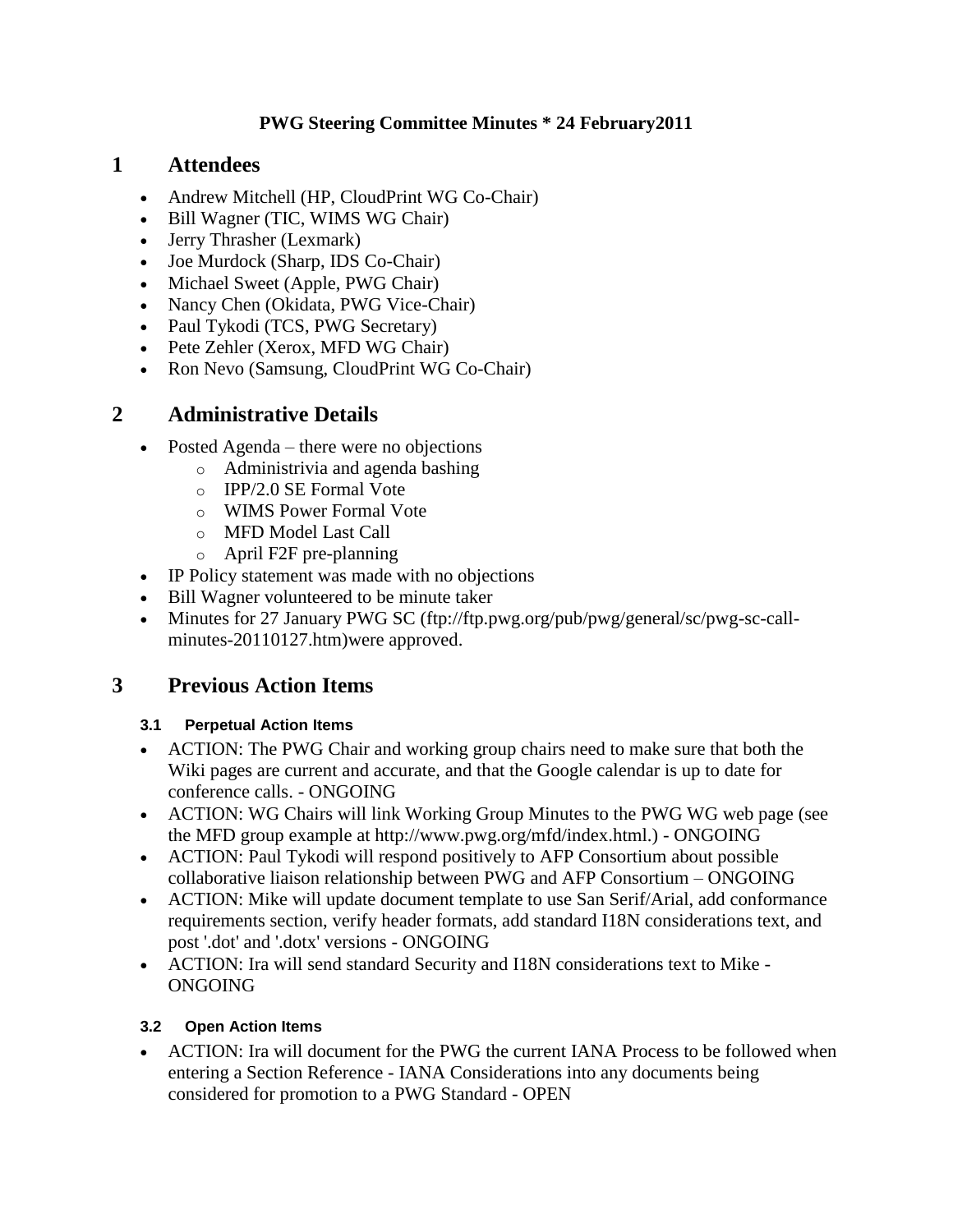**PWG Steering Committee Minutes * 24 February2011**

# 1 Attendees

- Andrew Mitchell (HP, CloudPrint WG Co-Chair)
- Bill Wagner (TIC, WIMS WG Chair)
- Jerry Thrasher (Lexmark)
- Joe Murdock (Sharp, IDS Co-Chair)
- Michael Sweet (Apple, PWG Chair)
- Nancy Chen (Okidata, PWG Vice-Chair)
- Paul Tykodi (TCS, PWG Secretary)
- Pete Zehler (Xerox, MFD WG Chair)
- Ron Nevo (Samsung, CloudPrint WG Co-Chair)

# 2 Administrative Details

- Posted Agenda – there were no objections
  - Administrivia and agenda bashing
  - IPP/2.0 SE Formal Vote
  - WIMS Power Formal Vote
  - MFD Model Last Call
  - April F2F pre-planning
- IP Policy statement was made with no objections
- Bill Wagner volunteered to be minute taker
- Minutes for 27 January PWG SC (ftp://ftp.pwg.org/pub/pwg/general/sc/pwg-sc-call-minutes-20110127.htm)were approved.

# 3 Previous Action Items

### 3.1 Perpetual Action Items

- ACTION: The PWG Chair and working group chairs need to make sure that both the Wiki pages are current and accurate, and that the Google calendar is up to date for conference calls. - ONGOING
- ACTION: WG Chairs will link Working Group Minutes to the PWG WG web page (see the MFD group example at http://www.pwg.org/mfd/index.html.) - ONGOING
- ACTION: Paul Tykodi will respond positively to AFP Consortium about possible collaborative liaison relationship between PWG and AFP Consortium – ONGOING
- ACTION: Mike will update document template to use San Serif/Arial, add conformance requirements section, verify header formats, add standard I18N considerations text, and post '.dot' and '.dotx' versions - ONGOING
- ACTION: Ira will send standard Security and I18N considerations text to Mike - ONGOING

### 3.2 Open Action Items

- ACTION: Ira will document for the PWG the current IANA Process to be followed when entering a Section Reference - IANA Considerations into any documents being considered for promotion to a PWG Standard - OPEN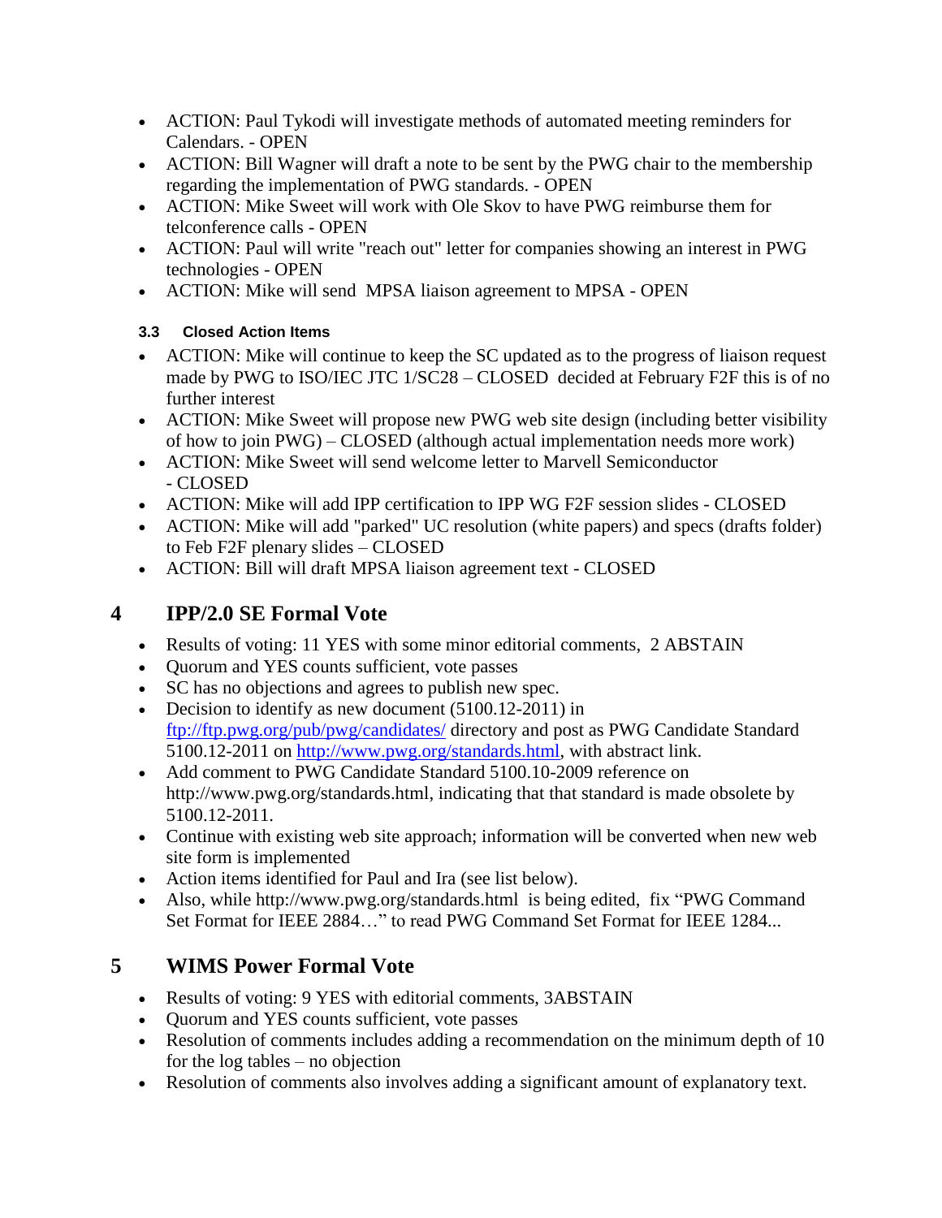- ACTION: Paul Tykodi will investigate methods of automated meeting reminders for Calendars. - OPEN
- ACTION: Bill Wagner will draft a note to be sent by the PWG chair to the membership regarding the implementation of PWG standards. - OPEN
- ACTION: Mike Sweet will work with Ole Skov to have PWG reimburse them for telconference calls - OPEN
- ACTION: Paul will write "reach out" letter for companies showing an interest in PWG technologies - OPEN
- ACTION: Mike will send  MPSA liaison agreement to MPSA - OPEN

### 3.3 Closed Action Items

- ACTION: Mike will continue to keep the SC updated as to the progress of liaison request made by PWG to ISO/IEC JTC 1/SC28 – CLOSED  decided at February F2F this is of no further interest
- ACTION: Mike Sweet will propose new PWG web site design (including better visibility of how to join PWG) – CLOSED (although actual implementation needs more work)
- ACTION: Mike Sweet will send welcome letter to Marvell Semiconductor - CLOSED
- ACTION: Mike will add IPP certification to IPP WG F2F session slides - CLOSED
- ACTION: Mike will add "parked" UC resolution (white papers) and specs (drafts folder) to Feb F2F plenary slides – CLOSED
- ACTION: Bill will draft MPSA liaison agreement text - CLOSED

## 4 IPP/2.0 SE Formal Vote

- Results of voting: 11 YES with some minor editorial comments,  2 ABSTAIN
- Quorum and YES counts sufficient, vote passes
- SC has no objections and agrees to publish new spec.
- Decision to identify as new document (5100.12-2011) in ftp://ftp.pwg.org/pub/pwg/candidates/ directory and post as PWG Candidate Standard 5100.12-2011 on http://www.pwg.org/standards.html, with abstract link.
- Add comment to PWG Candidate Standard 5100.10-2009 reference on http://www.pwg.org/standards.html, indicating that that standard is made obsolete by 5100.12-2011.
- Continue with existing web site approach; information will be converted when new web site form is implemented
- Action items identified for Paul and Ira (see list below).
- Also, while http://www.pwg.org/standards.html  is being edited,  fix “PWG Command Set Format for IEEE 2884…” to read PWG Command Set Format for IEEE 1284...

## 5 WIMS Power Formal Vote

- Results of voting: 9 YES with editorial comments, 3ABSTAIN
- Quorum and YES counts sufficient, vote passes
- Resolution of comments includes adding a recommendation on the minimum depth of 10 for the log tables – no objection
- Resolution of comments also involves adding a significant amount of explanatory text.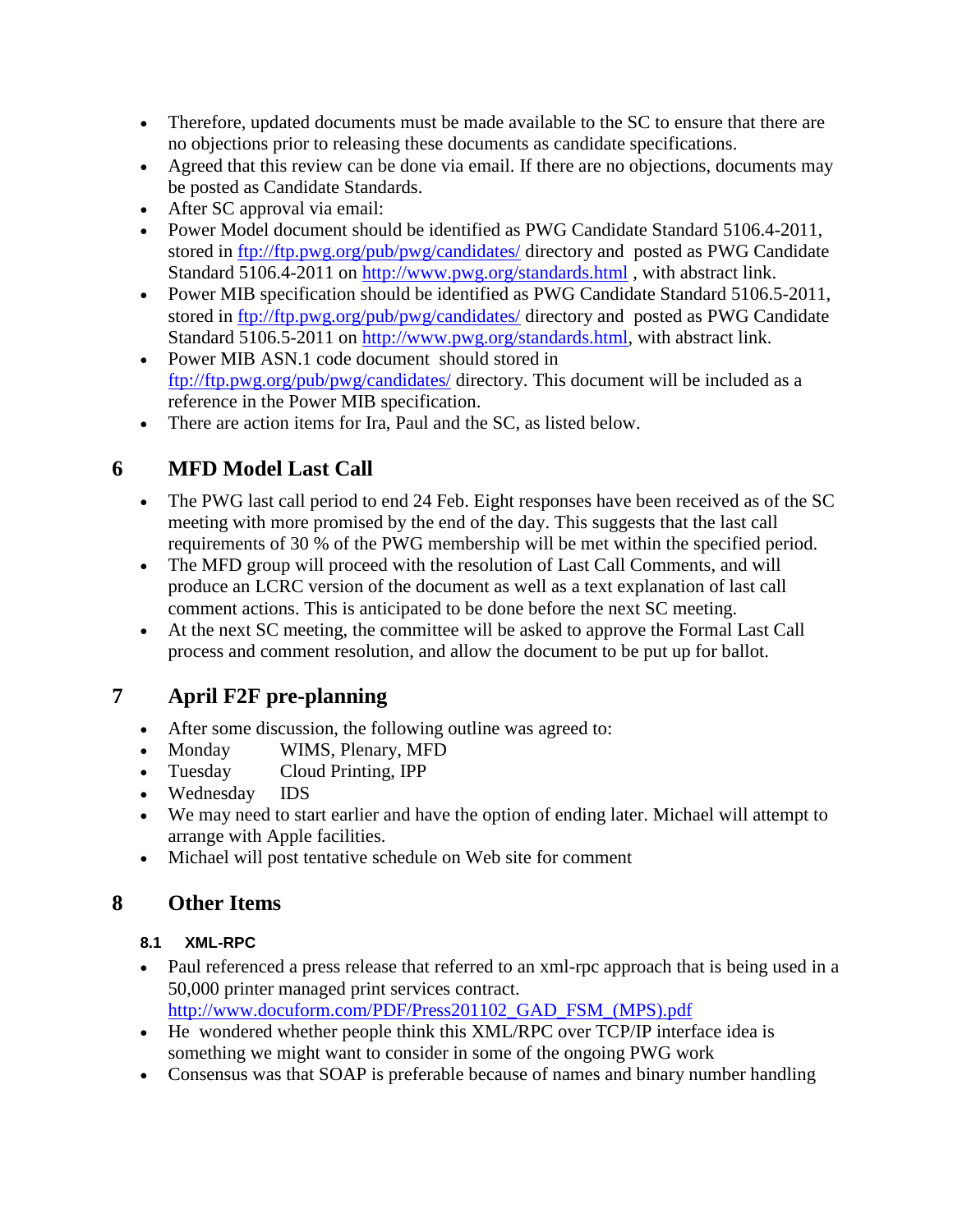- Therefore, updated documents must be made available to the SC to ensure that there are no objections prior to releasing these documents as candidate specifications.
- Agreed that this review can be done via email. If there are no objections, documents may be posted as Candidate Standards.
- After SC approval via email:
- Power Model document should be identified as PWG Candidate Standard 5106.4-2011, stored in ftp://ftp.pwg.org/pub/pwg/candidates/ directory and posted as PWG Candidate Standard 5106.4-2011 on http://www.pwg.org/standards.html , with abstract link.
- Power MIB specification should be identified as PWG Candidate Standard 5106.5-2011, stored in ftp://ftp.pwg.org/pub/pwg/candidates/ directory and posted as PWG Candidate Standard 5106.5-2011 on http://www.pwg.org/standards.html, with abstract link.
- Power MIB ASN.1 code document should stored in ftp://ftp.pwg.org/pub/pwg/candidates/ directory. This document will be included as a reference in the Power MIB specification.
- There are action items for Ira, Paul and the SC, as listed below.

# 6 MFD Model Last Call

- The PWG last call period to end 24 Feb. Eight responses have been received as of the SC meeting with more promised by the end of the day. This suggests that the last call requirements of 30 % of the PWG membership will be met within the specified period.
- The MFD group will proceed with the resolution of Last Call Comments, and will produce an LCRC version of the document as well as a text explanation of last call comment actions. This is anticipated to be done before the next SC meeting.
- At the next SC meeting, the committee will be asked to approve the Formal Last Call process and comment resolution, and allow the document to be put up for ballot.

# 7 April F2F pre-planning

- After some discussion, the following outline was agreed to:
- Monday WIMS, Plenary, MFD
- Tuesday Cloud Printing, IPP
- Wednesday IDS
- We may need to start earlier and have the option of ending later. Michael will attempt to arrange with Apple facilities.
- Michael will post tentative schedule on Web site for comment

# 8 Other Items

## 8.1 XML-RPC

- Paul referenced a press release that referred to an xml-rpc approach that is being used in a 50,000 printer managed print services contract. http://www.docuform.com/PDF/Press201102_GAD_FSM_(MPS).pdf
- He wondered whether people think this XML/RPC over TCP/IP interface idea is something we might want to consider in some of the ongoing PWG work
- Consensus was that SOAP is preferable because of names and binary number handling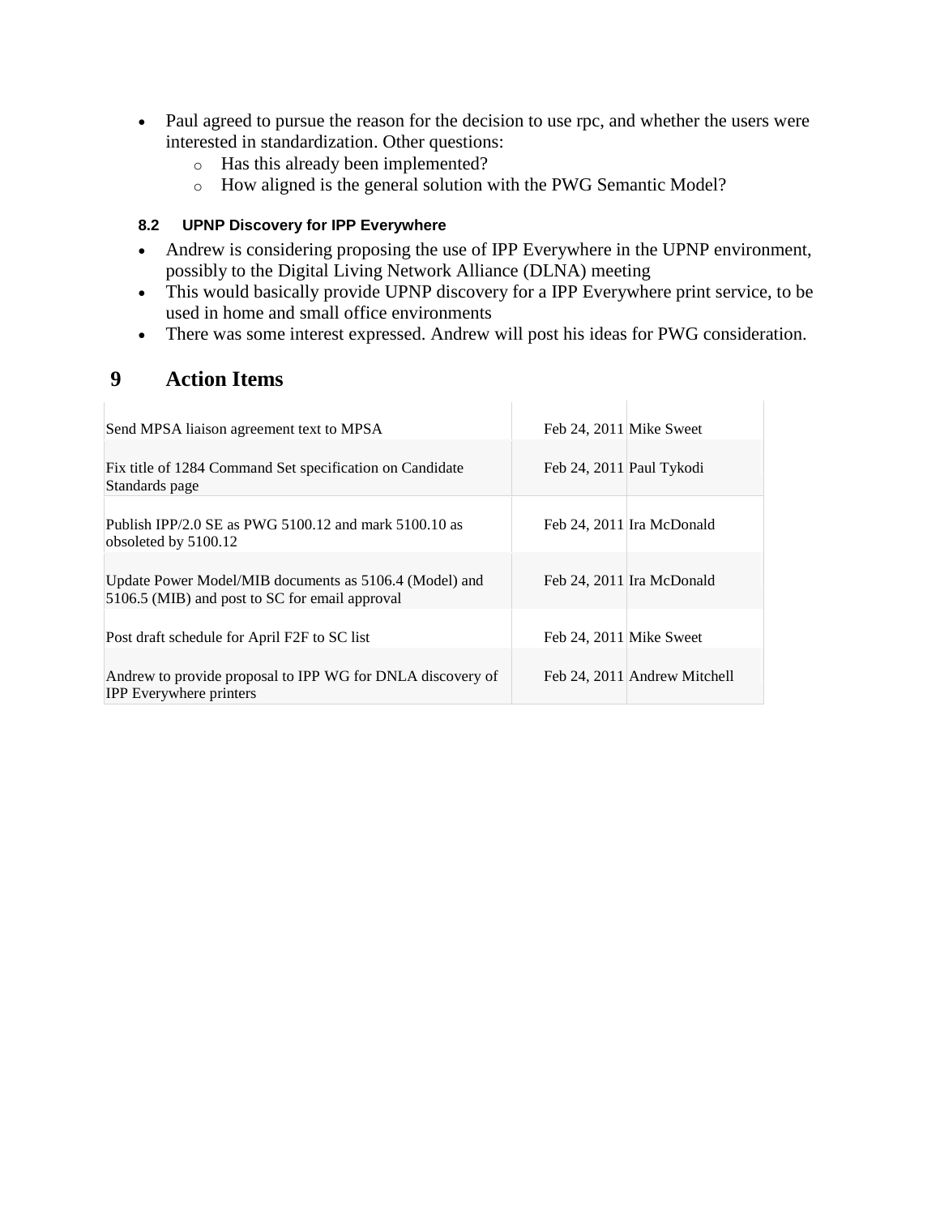- Paul agreed to pursue the reason for the decision to use rpc, and whether the users were interested in standardization. Other questions:
  - Has this already been implemented?
  - How aligned is the general solution with the PWG Semantic Model?

### 8.2 UPNP Discovery for IPP Everywhere

- Andrew is considering proposing the use of IPP Everywhere in the UPNP environment, possibly to the Digital Living Network Alliance (DLNA) meeting
- This would basically provide UPNP discovery for a IPP Everywhere print service, to be used in home and small office environments
- There was some interest expressed. Andrew will post his ideas for PWG consideration.

## 9 Action Items

| | | |
|---|---|---|
| Send MPSA liaison agreement text to MPSA | Feb 24, 2011 | Mike Sweet |
| Fix title of 1284 Command Set specification on Candidate Standards page | Feb 24, 2011 | Paul Tykodi |
| Publish IPP/2.0 SE as PWG 5100.12 and mark 5100.10 as obsoleted by 5100.12 | Feb 24, 2011 | Ira McDonald |
| Update Power Model/MIB documents as 5106.4 (Model) and 5106.5 (MIB) and post to SC for email approval | Feb 24, 2011 | Ira McDonald |
| Post draft schedule for April F2F to SC list | Feb 24, 2011 | Mike Sweet |
| Andrew to provide proposal to IPP WG for DNLA discovery of IPP Everywhere printers | Feb 24, 2011 | Andrew Mitchell |